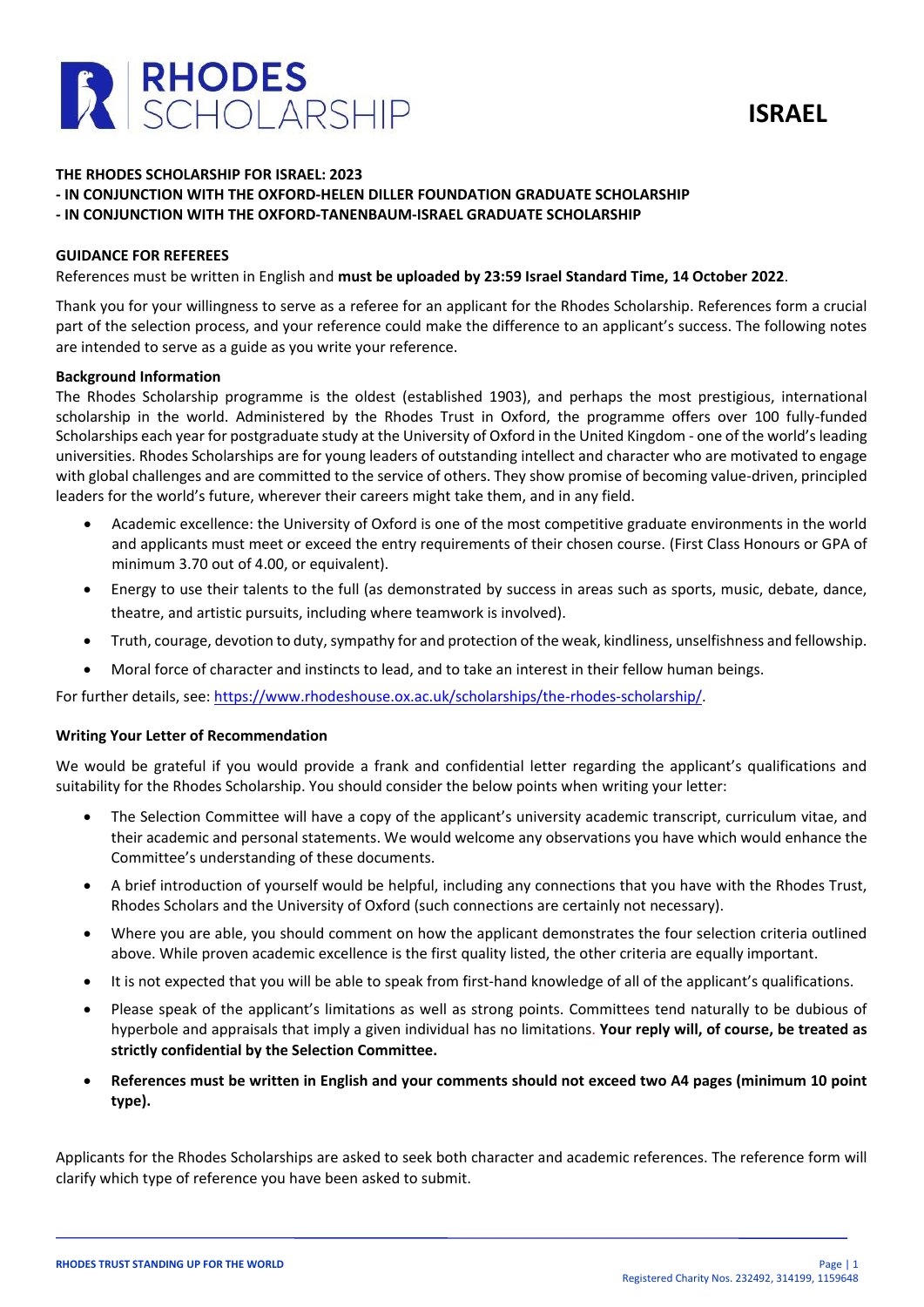# RHODES SCHOLARSHIP

## ISRAEL

**THE RHODES SCHOLARSHIP FOR ISRAEL: 2023**
**- IN CONJUNCTION WITH THE OXFORD-HELEN DILLER FOUNDATION GRADUATE SCHOLARSHIP**
**- IN CONJUNCTION WITH THE OXFORD-TANENBAUM-ISRAEL GRADUATE SCHOLARSHIP**

### GUIDANCE FOR REFEREES

References must be written in English and **must be uploaded by 23:59 Israel Standard Time, 14 October 2022**.

Thank you for your willingness to serve as a referee for an applicant for the Rhodes Scholarship. References form a crucial part of the selection process, and your reference could make the difference to an applicant's success. The following notes are intended to serve as a guide as you write your reference.

### Background Information

The Rhodes Scholarship programme is the oldest (established 1903), and perhaps the most prestigious, international scholarship in the world. Administered by the Rhodes Trust in Oxford, the programme offers over 100 fully-funded Scholarships each year for postgraduate study at the University of Oxford in the United Kingdom - one of the world's leading universities. Rhodes Scholarships are for young leaders of outstanding intellect and character who are motivated to engage with global challenges and are committed to the service of others. They show promise of becoming value-driven, principled leaders for the world's future, wherever their careers might take them, and in any field.

- Academic excellence: the University of Oxford is one of the most competitive graduate environments in the world and applicants must meet or exceed the entry requirements of their chosen course. (First Class Honours or GPA of minimum 3.70 out of 4.00, or equivalent).
- Energy to use their talents to the full (as demonstrated by success in areas such as sports, music, debate, dance, theatre, and artistic pursuits, including where teamwork is involved).
- Truth, courage, devotion to duty, sympathy for and protection of the weak, kindliness, unselfishness and fellowship.
- Moral force of character and instincts to lead, and to take an interest in their fellow human beings.

For further details, see: https://www.rhodeshouse.ox.ac.uk/scholarships/the-rhodes-scholarship/.

### Writing Your Letter of Recommendation

We would be grateful if you would provide a frank and confidential letter regarding the applicant's qualifications and suitability for the Rhodes Scholarship. You should consider the below points when writing your letter:

- The Selection Committee will have a copy of the applicant's university academic transcript, curriculum vitae, and their academic and personal statements. We would welcome any observations you have which would enhance the Committee's understanding of these documents.
- A brief introduction of yourself would be helpful, including any connections that you have with the Rhodes Trust, Rhodes Scholars and the University of Oxford (such connections are certainly not necessary).
- Where you are able, you should comment on how the applicant demonstrates the four selection criteria outlined above. While proven academic excellence is the first quality listed, the other criteria are equally important.
- It is not expected that you will be able to speak from first-hand knowledge of all of the applicant's qualifications.
- Please speak of the applicant's limitations as well as strong points. Committees tend naturally to be dubious of hyperbole and appraisals that imply a given individual has no limitations. **Your reply will, of course, be treated as strictly confidential by the Selection Committee.**
- **References must be written in English and your comments should not exceed two A4 pages (minimum 10 point type).**

Applicants for the Rhodes Scholarships are asked to seek both character and academic references. The reference form will clarify which type of reference you have been asked to submit.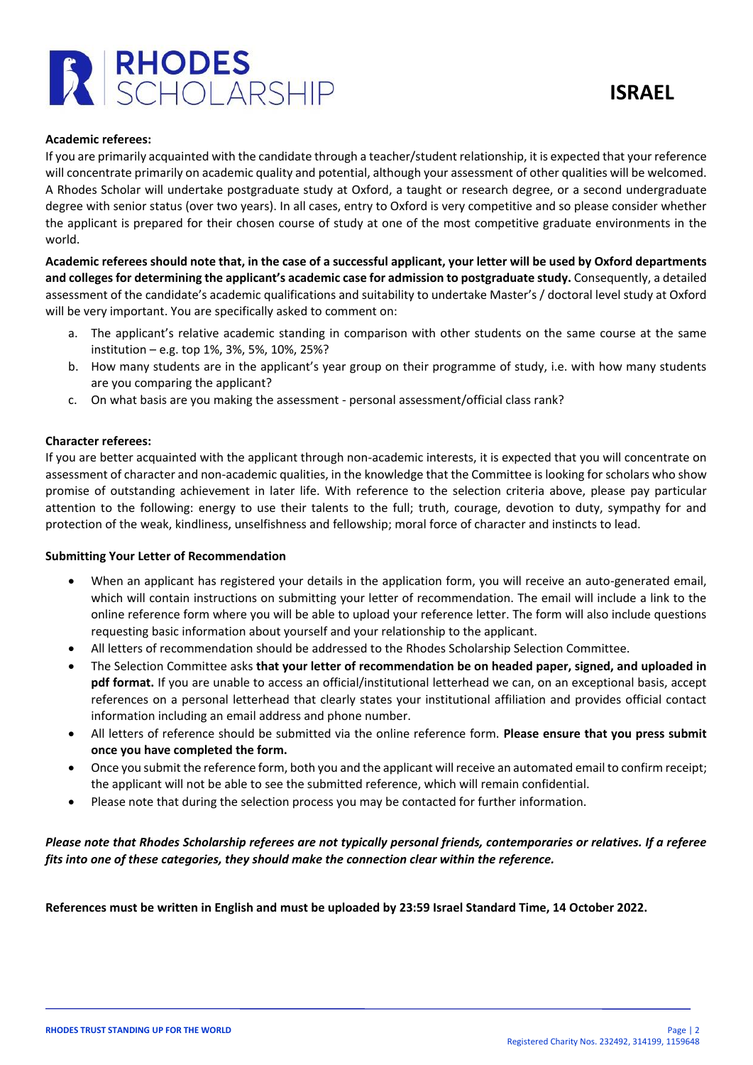**Academic referees:**

If you are primarily acquainted with the candidate through a teacher/student relationship, it is expected that your reference will concentrate primarily on academic quality and potential, although your assessment of other qualities will be welcomed. A Rhodes Scholar will undertake postgraduate study at Oxford, a taught or research degree, or a second undergraduate degree with senior status (over two years). In all cases, entry to Oxford is very competitive and so please consider whether the applicant is prepared for their chosen course of study at one of the most competitive graduate environments in the world.

**Academic referees should note that, in the case of a successful applicant, your letter will be used by Oxford departments and colleges for determining the applicant's academic case for admission to postgraduate study.** Consequently, a detailed assessment of the candidate's academic qualifications and suitability to undertake Master's / doctoral level study at Oxford will be very important. You are specifically asked to comment on:

a. The applicant's relative academic standing in comparison with other students on the same course at the same institution – e.g. top 1%, 3%, 5%, 10%, 25%?
b. How many students are in the applicant's year group on their programme of study, i.e. with how many students are you comparing the applicant?
c. On what basis are you making the assessment - personal assessment/official class rank?

**Character referees:**

If you are better acquainted with the applicant through non-academic interests, it is expected that you will concentrate on assessment of character and non-academic qualities, in the knowledge that the Committee is looking for scholars who show promise of outstanding achievement in later life. With reference to the selection criteria above, please pay particular attention to the following: energy to use their talents to the full; truth, courage, devotion to duty, sympathy for and protection of the weak, kindliness, unselfishness and fellowship; moral force of character and instincts to lead.

**Submitting Your Letter of Recommendation**

- When an applicant has registered your details in the application form, you will receive an auto-generated email, which will contain instructions on submitting your letter of recommendation. The email will include a link to the online reference form where you will be able to upload your reference letter. The form will also include questions requesting basic information about yourself and your relationship to the applicant.
- All letters of recommendation should be addressed to the Rhodes Scholarship Selection Committee.
- The Selection Committee asks **that your letter of recommendation be on headed paper, signed, and uploaded in pdf format.** If you are unable to access an official/institutional letterhead we can, on an exceptional basis, accept references on a personal letterhead that clearly states your institutional affiliation and provides official contact information including an email address and phone number.
- All letters of reference should be submitted via the online reference form. **Please ensure that you press submit once you have completed the form.**
- Once you submit the reference form, both you and the applicant will receive an automated email to confirm receipt; the applicant will not be able to see the submitted reference, which will remain confidential.
- Please note that during the selection process you may be contacted for further information.

***Please note that Rhodes Scholarship referees are not typically personal friends, contemporaries or relatives. If a referee fits into one of these categories, they should make the connection clear within the reference.***

**References must be written in English and must be uploaded by 23:59 Israel Standard Time, 14 October 2022.**